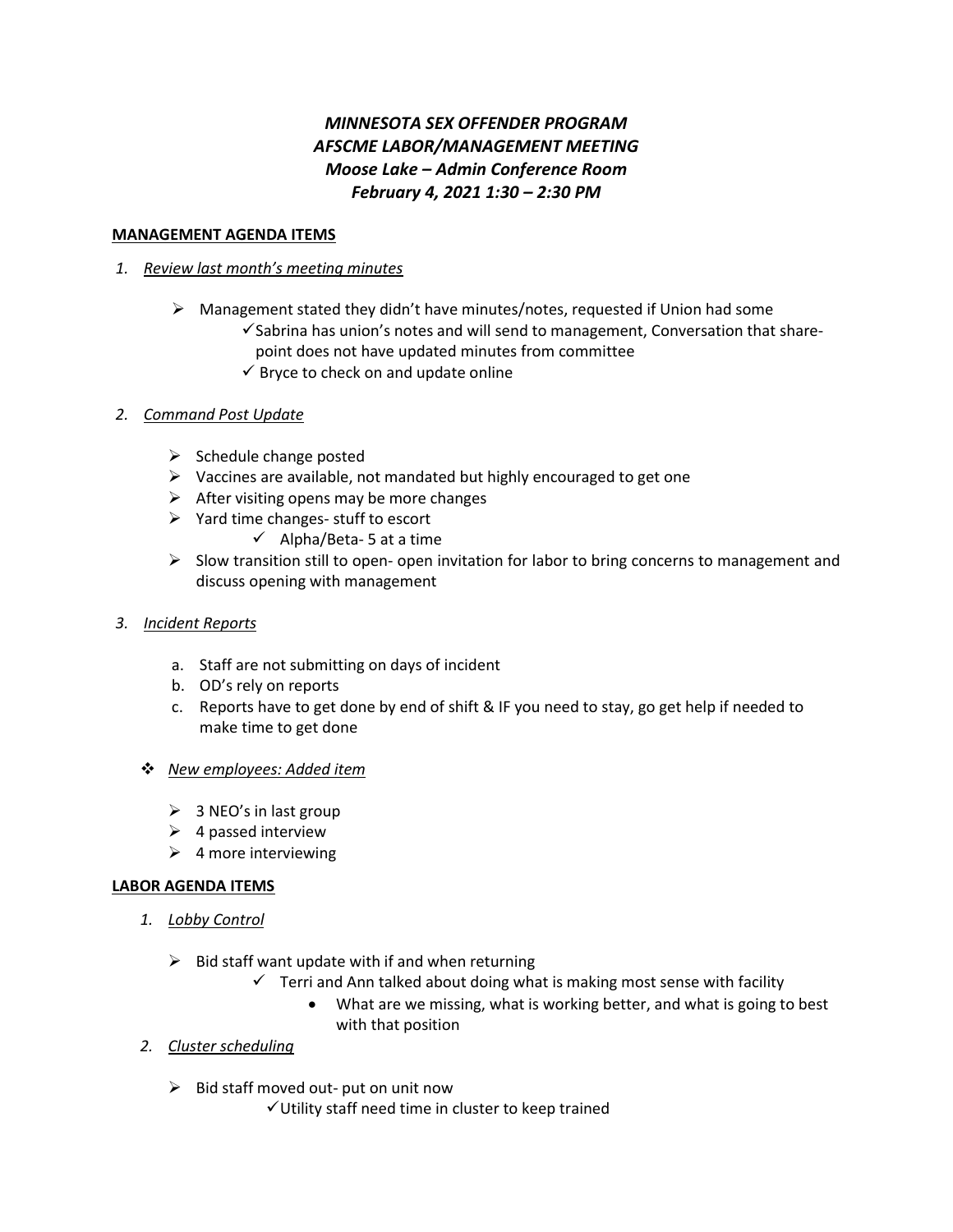**_MINNESOTA SEX OFFENDER PROGRAM_**
**_AFSCME LABOR/MANAGEMENT MEETING_**
**_Moose Lake – Admin Conference Room_**
**_February 4, 2021 1:30 – 2:30 PM_**

**MANAGEMENT AGENDA ITEMS**

1. _Review last month's meeting minutes_

   - Management stated they didn't have minutes/notes, requested if Union had some
     - ✓ Sabrina has union's notes and will send to management, Conversation that share-point does not have updated minutes from committee
     - ✓ Bryce to check on and update online

2. _Command Post Update_

   - Schedule change posted
   - Vaccines are available, not mandated but highly encouraged to get one
   - After visiting opens may be more changes
   - Yard time changes- stuff to escort
     - ✓ Alpha/Beta- 5 at a time
   - Slow transition still to open- open invitation for labor to bring concerns to management and discuss opening with management

3. _Incident Reports_

   a. Staff are not submitting on days of incident
   b. OD's rely on reports
   c. Reports have to get done by end of shift & IF you need to stay, go get help if needed to make time to get done

- _New employees: Added item_

  - 3 NEO's in last group
  - 4 passed interview
  - 4 more interviewing

**LABOR AGENDA ITEMS**

1. _Lobby Control_

   - Bid staff want update with if and when returning
     - ✓ Terri and Ann talked about doing what is making most sense with facility
       - What are we missing, what is working better, and what is going to best with that position

2. _Cluster scheduling_

   - Bid staff moved out- put on unit now
     - ✓ Utility staff need time in cluster to keep trained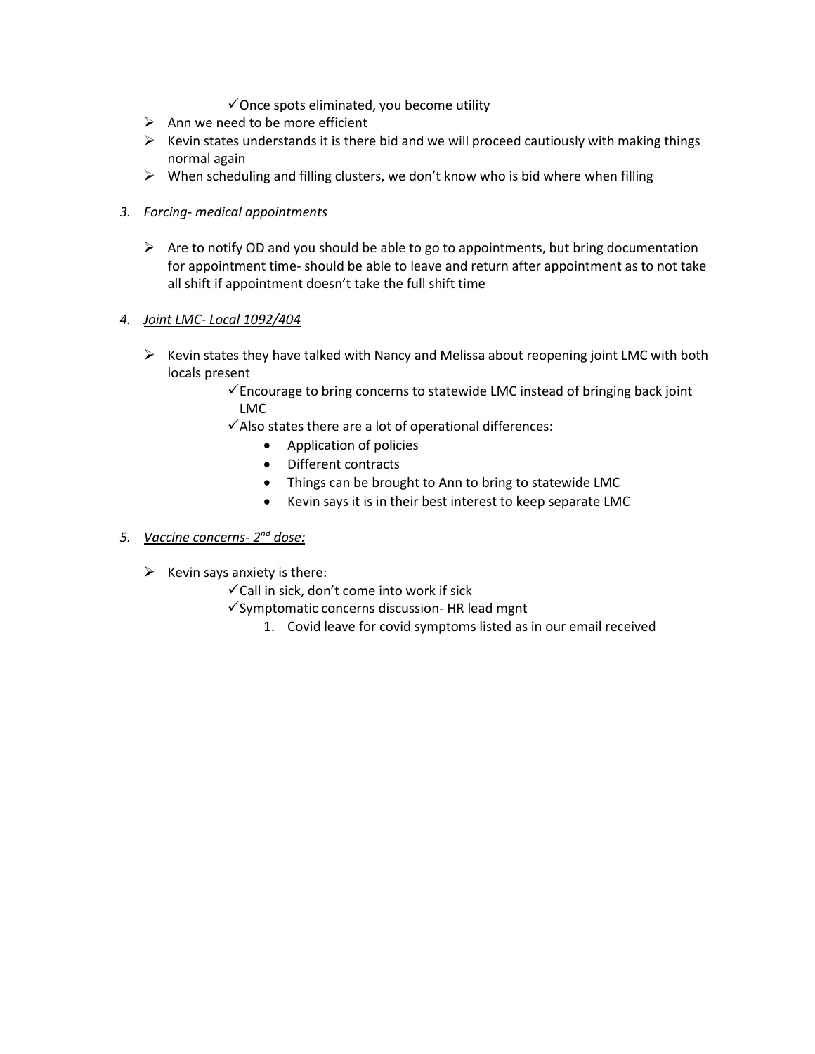- ✓ Once spots eliminated, you become utility
- ➢ Ann we need to be more efficient
- ➢ Kevin states understands it is there bid and we will proceed cautiously with making things normal again
- ➢ When scheduling and filling clusters, we don't know who is bid where when filling

3. *Forcing- medical appointments*

   - ➢ Are to notify OD and you should be able to go to appointments, but bring documentation for appointment time- should be able to leave and return after appointment as to not take all shift if appointment doesn't take the full shift time

4. *Joint LMC- Local 1092/404*

   - ➢ Kevin states they have talked with Nancy and Melissa about reopening joint LMC with both locals present
     - ✓ Encourage to bring concerns to statewide LMC instead of bringing back joint LMC
     - ✓ Also states there are a lot of operational differences:
       - Application of policies
       - Different contracts
       - Things can be brought to Ann to bring to statewide LMC
       - Kevin says it is in their best interest to keep separate LMC

5. *Vaccine concerns- 2nd dose:*

   - ➢ Kevin says anxiety is there:
     - ✓ Call in sick, don't come into work if sick
     - ✓ Symptomatic concerns discussion- HR lead mgnt
       1. Covid leave for covid symptoms listed as in our email received